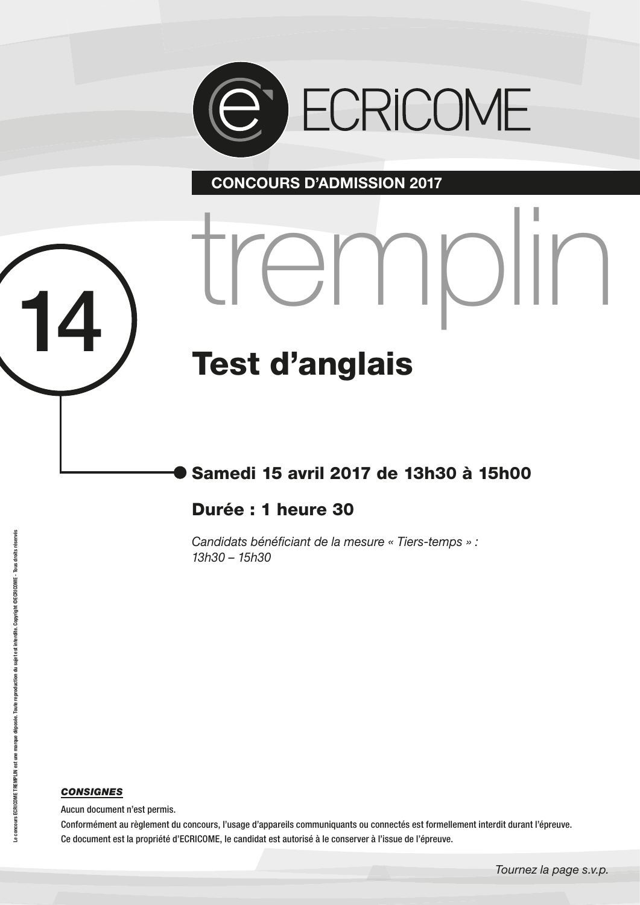ECRiCOME

**CONCOURS D'ADMISSION 2017**

# tremplin

14

# Test d'anglais

## Samedi 15 avril 2017 de 13h30 à 15h00

## Durée : 1 heure 30

*Candidats bénéficiant de la mesure « Tiers-temps » :*
*13h30 – 15h30*

Le concours ECRICOME TREMPLIN est une marque déposée. Toute reproduction du sujet est interdite. Copyright ©ECRICOME - Tous droits réservés

***CONSIGNES***

Aucun document n'est permis.

Conformément au règlement du concours, l'usage d'appareils communiquants ou connectés est formellement interdit durant l'épreuve.

Ce document est la propriété d'ECRICOME, le candidat est autorisé à le conserver à l'issue de l'épreuve.

*Tournez la page s.v.p.*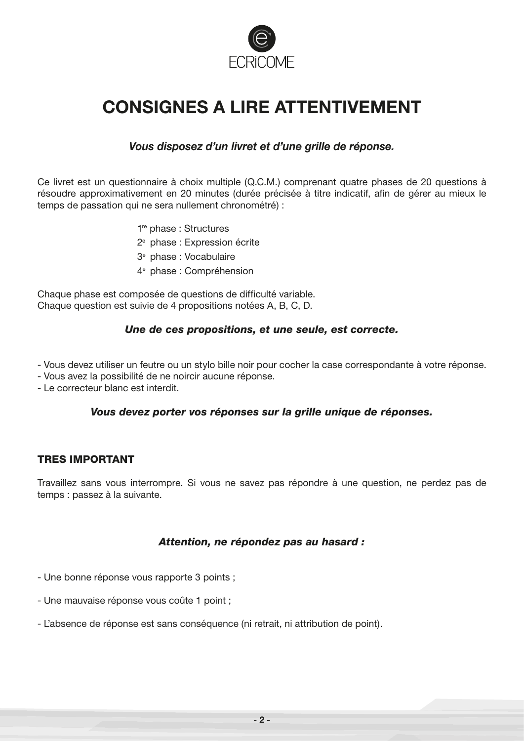ECRiCOME

# CONSIGNES A LIRE ATTENTIVEMENT

***Vous disposez d'un livret et d'une grille de réponse.***

Ce livret est un questionnaire à choix multiple (Q.C.M.) comprenant quatre phases de 20 questions à résoudre approximativement en 20 minutes (durée précisée à titre indicatif, afin de gérer au mieux le temps de passation qui ne sera nullement chronométré) :

1re phase : Structures
2e phase : Expression écrite
3e phase : Vocabulaire
4e phase : Compréhension

Chaque phase est composée de questions de difficulté variable.
Chaque question est suivie de 4 propositions notées A, B, C, D.

***Une de ces propositions, et une seule, est correcte.***

- Vous devez utiliser un feutre ou un stylo bille noir pour cocher la case correspondante à votre réponse.
- Vous avez la possibilité de ne noircir aucune réponse.
- Le correcteur blanc est interdit.

***Vous devez porter vos réponses sur la grille unique de réponses.***

## TRES IMPORTANT

Travaillez sans vous interrompre. Si vous ne savez pas répondre à une question, ne perdez pas de temps : passez à la suivante.

***Attention, ne répondez pas au hasard :***

- Une bonne réponse vous rapporte 3 points ;

- Une mauvaise réponse vous coûte 1 point ;

- L'absence de réponse est sans conséquence (ni retrait, ni attribution de point).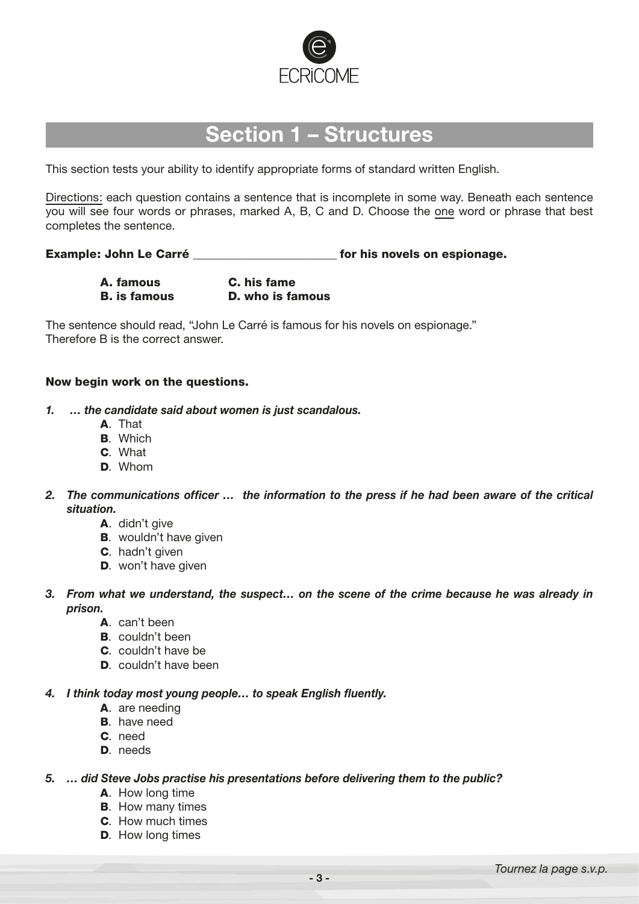ECRiCOME

# Section 1 – Structures

This section tests your ability to identify appropriate forms of standard written English.

Directions: each question contains a sentence that is incomplete in some way. Beneath each sentence you will see four words or phrases, marked A, B, C and D. Choose the one word or phrase that best completes the sentence.

**Example: John Le Carré ______________________ for his novels on espionage.**

**A. famous** **C. his fame**
**B. is famous** **D. who is famous**

The sentence should read, "John Le Carré is famous for his novels on espionage."
Therefore B is the correct answer.

**Now begin work on the questions.**

***1. … the candidate said about women is just scandalous.***

- **A**. That
- **B**. Which
- **C**. What
- **D**. Whom

***2. The communications officer … the information to the press if he had been aware of the critical situation.***

- **A**. didn't give
- **B**. wouldn't have given
- **C**. hadn't given
- **D**. won't have given

***3. From what we understand, the suspect… on the scene of the crime because he was already in prison.***

- **A**. can't been
- **B**. couldn't been
- **C**. couldn't have be
- **D**. couldn't have been

***4. I think today most young people… to speak English fluently.***

- **A**. are needing
- **B**. have need
- **C**. need
- **D**. needs

***5. … did Steve Jobs practise his presentations before delivering them to the public?***

- **A**. How long time
- **B**. How many times
- **C**. How much times
- **D**. How long times

*Tournez la page s.v.p.*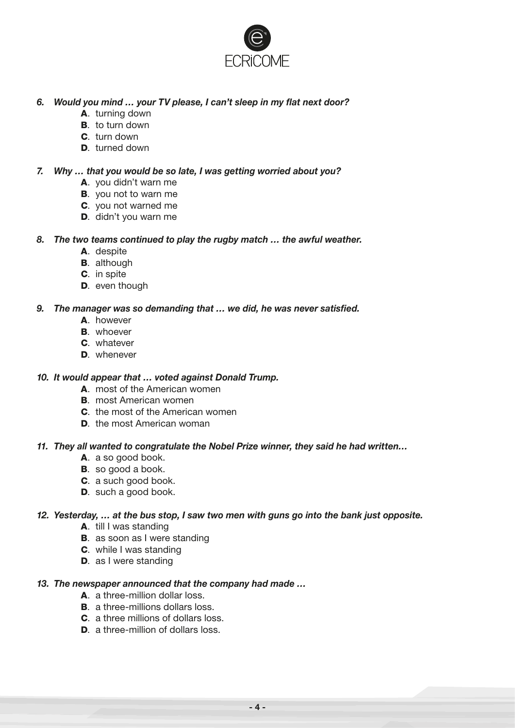***6. Would you mind … your TV please, I can't sleep in my flat next door?***

- **A**. turning down
- **B**. to turn down
- **C**. turn down
- **D**. turned down

***7. Why … that you would be so late, I was getting worried about you?***

- **A**. you didn't warn me
- **B**. you not to warn me
- **C**. you not warned me
- **D**. didn't you warn me

***8. The two teams continued to play the rugby match … the awful weather.***

- **A**. despite
- **B**. although
- **C**. in spite
- **D**. even though

***9. The manager was so demanding that … we did, he was never satisfied.***

- **A**. however
- **B**. whoever
- **C**. whatever
- **D**. whenever

***10. It would appear that … voted against Donald Trump.***

- **A**. most of the American women
- **B**. most American women
- **C**. the most of the American women
- **D**. the most American woman

***11. They all wanted to congratulate the Nobel Prize winner, they said he had written…***

- **A**. a so good book.
- **B**. so good a book.
- **C**. a such good book.
- **D**. such a good book.

***12. Yesterday, … at the bus stop, I saw two men with guns go into the bank just opposite.***

- **A**. till I was standing
- **B**. as soon as I were standing
- **C**. while I was standing
- **D**. as I were standing

***13. The newspaper announced that the company had made …***

- **A**. a three-million dollar loss.
- **B**. a three-millions dollars loss.
- **C**. a three millions of dollars loss.
- **D**. a three-million of dollars loss.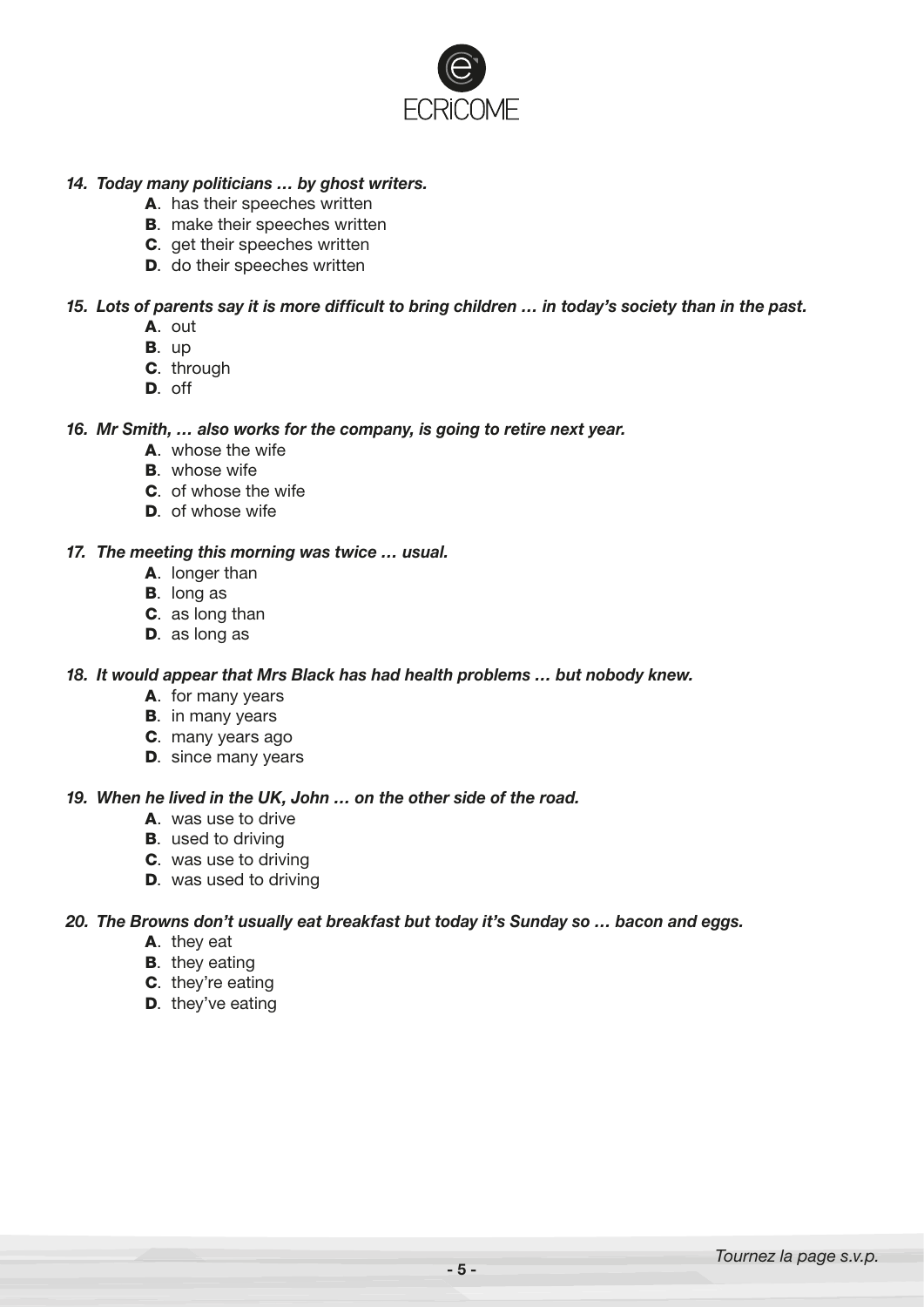***14. Today many politicians … by ghost writers.***

- **A**. has their speeches written
- **B**. make their speeches written
- **C**. get their speeches written
- **D**. do their speeches written

***15. Lots of parents say it is more difficult to bring children … in today's society than in the past.***

- **A**. out
- **B**. up
- **C**. through
- **D**. off

***16. Mr Smith, … also works for the company, is going to retire next year.***

- **A**. whose the wife
- **B**. whose wife
- **C**. of whose the wife
- **D**. of whose wife

***17. The meeting this morning was twice … usual.***

- **A**. longer than
- **B**. long as
- **C**. as long than
- **D**. as long as

***18. It would appear that Mrs Black has had health problems … but nobody knew.***

- **A**. for many years
- **B**. in many years
- **C**. many years ago
- **D**. since many years

***19. When he lived in the UK, John … on the other side of the road.***

- **A**. was use to drive
- **B**. used to driving
- **C**. was use to driving
- **D**. was used to driving

***20. The Browns don't usually eat breakfast but today it's Sunday so … bacon and eggs.***

- **A**. they eat
- **B**. they eating
- **C**. they're eating
- **D**. they've eating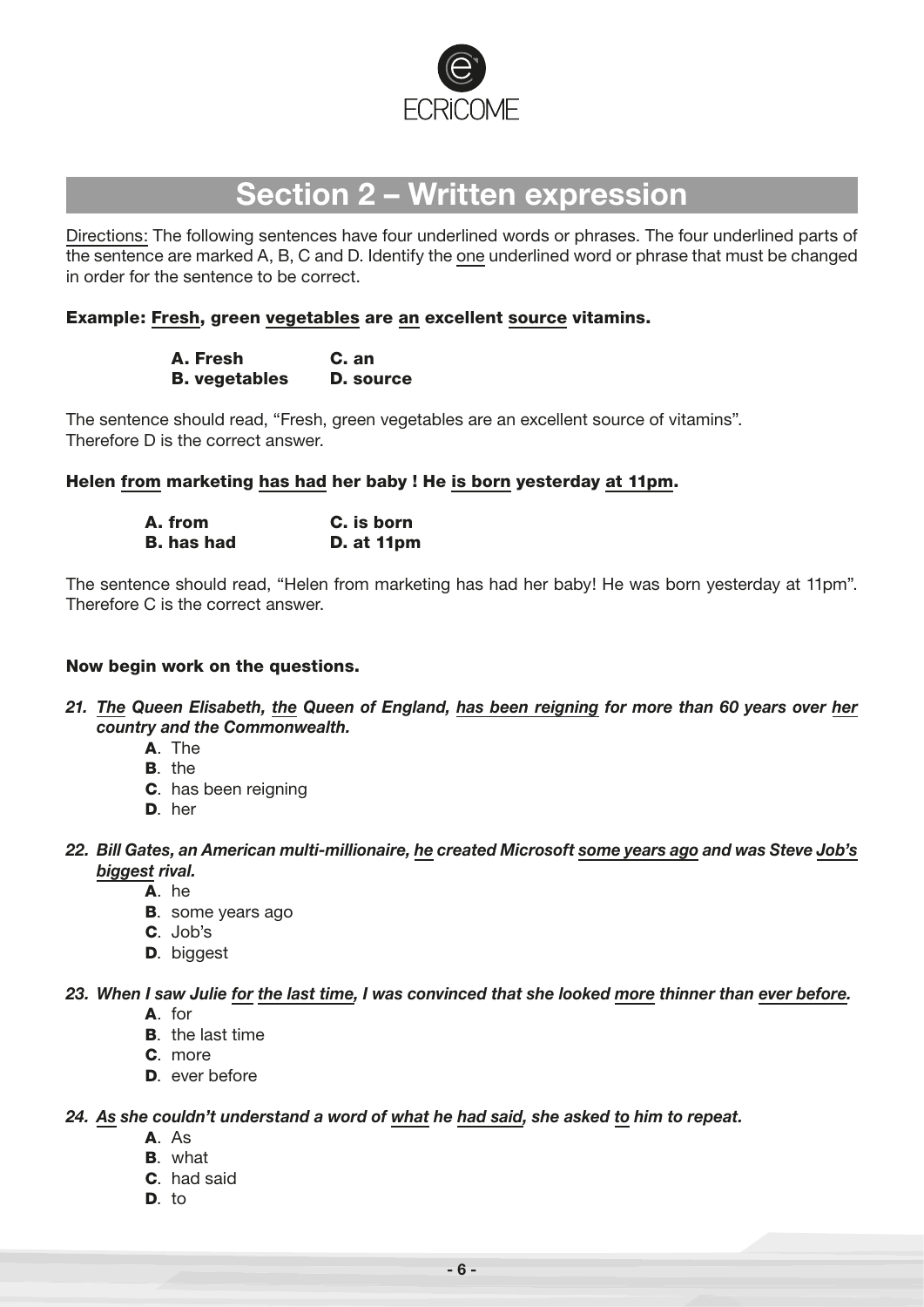ECRiCOME

## Section 2 – Written expression

Directions: The following sentences have four underlined words or phrases. The four underlined parts of the sentence are marked A, B, C and D. Identify the one underlined word or phrase that must be changed in order for the sentence to be correct.

**Example: Fresh, green vegetables are an excellent source vitamins.**

**A. Fresh** **C. an**
**B. vegetables** **D. source**

The sentence should read, "Fresh, green vegetables are an excellent source of vitamins".
Therefore D is the correct answer.

**Helen from marketing has had her baby ! He is born yesterday at 11pm.**

**A. from** **C. is born**
**B. has had** **D. at 11pm**

The sentence should read, "Helen from marketing has had her baby! He was born yesterday at 11pm".
Therefore C is the correct answer.

**Now begin work on the questions.**

***21. The Queen Elisabeth, the Queen of England, has been reigning for more than 60 years over her country and the Commonwealth.***

- **A**. The
- **B**. the
- **C**. has been reigning
- **D**. her

***22. Bill Gates, an American multi-millionaire, he created Microsoft some years ago and was Steve Job's biggest rival.***

- **A**. he
- **B**. some years ago
- **C**. Job's
- **D**. biggest

***23. When I saw Julie for the last time, I was convinced that she looked more thinner than ever before.***

- **A**. for
- **B**. the last time
- **C**. more
- **D**. ever before

***24. As she couldn't understand a word of what he had said, she asked to him to repeat.***

- **A**. As
- **B**. what
- **C**. had said
- **D**. to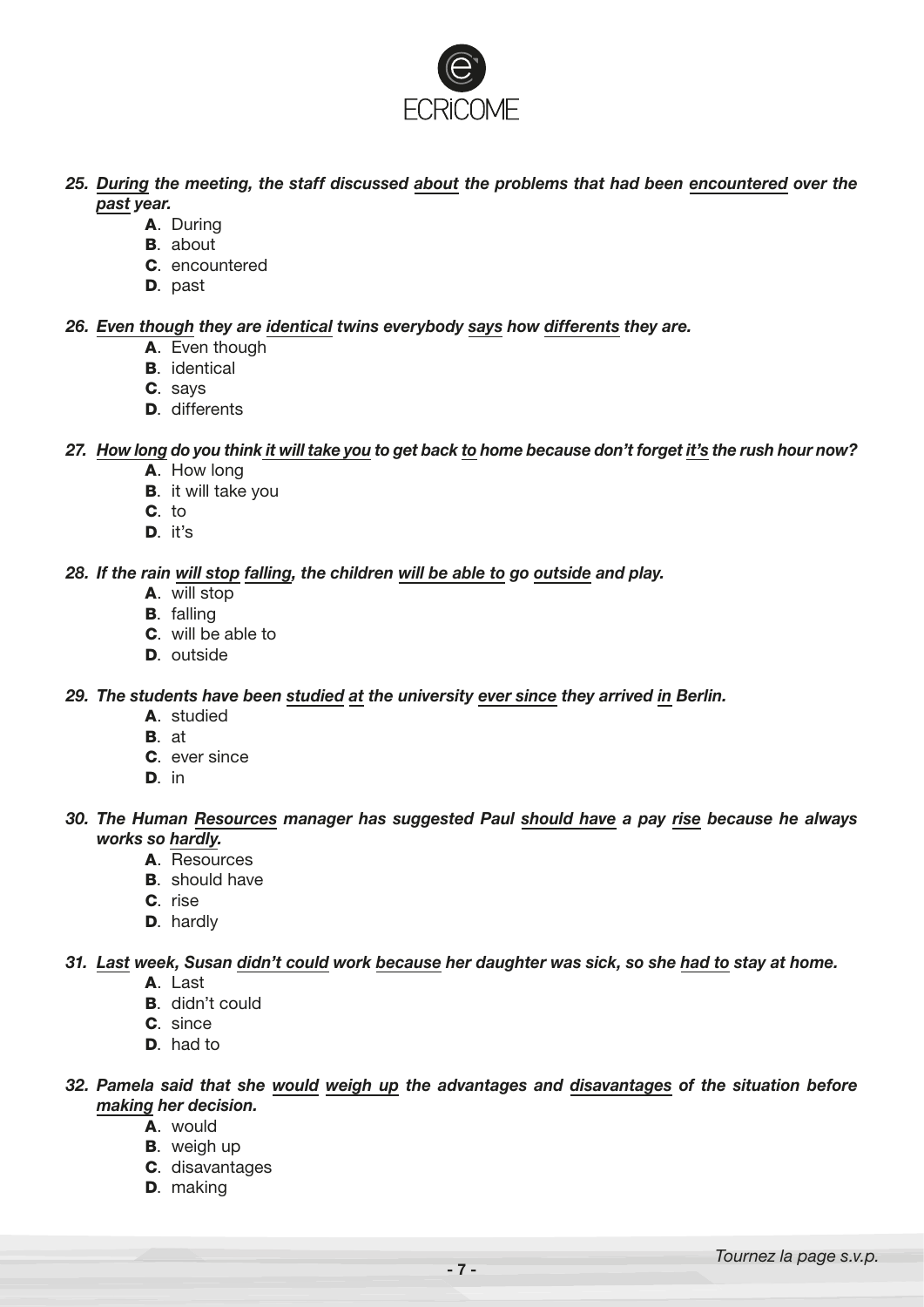**25. *<u>During</u> the meeting, the staff discussed <u>about</u> the problems that had been <u>encountered</u> over the <u>past</u> year.***

- **A**. During
- **B**. about
- **C**. encountered
- **D**. past

**26. *<u>Even though</u> they are <u>identical</u> twins everybody <u>says</u> how <u>differents</u> they are.***

- **A**. Even though
- **B**. identical
- **C**. says
- **D**. differents

**27. *<u>How long</u> do you think <u>it will take you</u> to get back <u>to</u> home because don't forget <u>it's</u> the rush hour now?***

- **A**. How long
- **B**. it will take you
- **C**. to
- **D**. it's

**28. *If the rain <u>will stop</u> <u>falling</u>, the children <u>will be able to</u> go <u>outside</u> and play.***

- **A**. will stop
- **B**. falling
- **C**. will be able to
- **D**. outside

**29. *The students have been <u>studied</u> <u>at</u> the university <u>ever since</u> they arrived <u>in</u> Berlin.***

- **A**. studied
- **B**. at
- **C**. ever since
- **D**. in

**30. *The Human <u>Resources</u> manager has suggested Paul <u>should have</u> a pay <u>rise</u> because he always works so <u>hardly</u>.***

- **A**. Resources
- **B**. should have
- **C**. rise
- **D**. hardly

**31. *<u>Last</u> week, Susan <u>didn't could</u> work <u>because</u> her daughter was sick, so she <u>had to</u> stay at home.***

- **A**. Last
- **B**. didn't could
- **C**. since
- **D**. had to

**32. *Pamela said that she <u>would</u> <u>weigh up</u> the advantages and <u>disavantages</u> of the situation before <u>making</u> her decision.***

- **A**. would
- **B**. weigh up
- **C**. disavantages
- **D**. making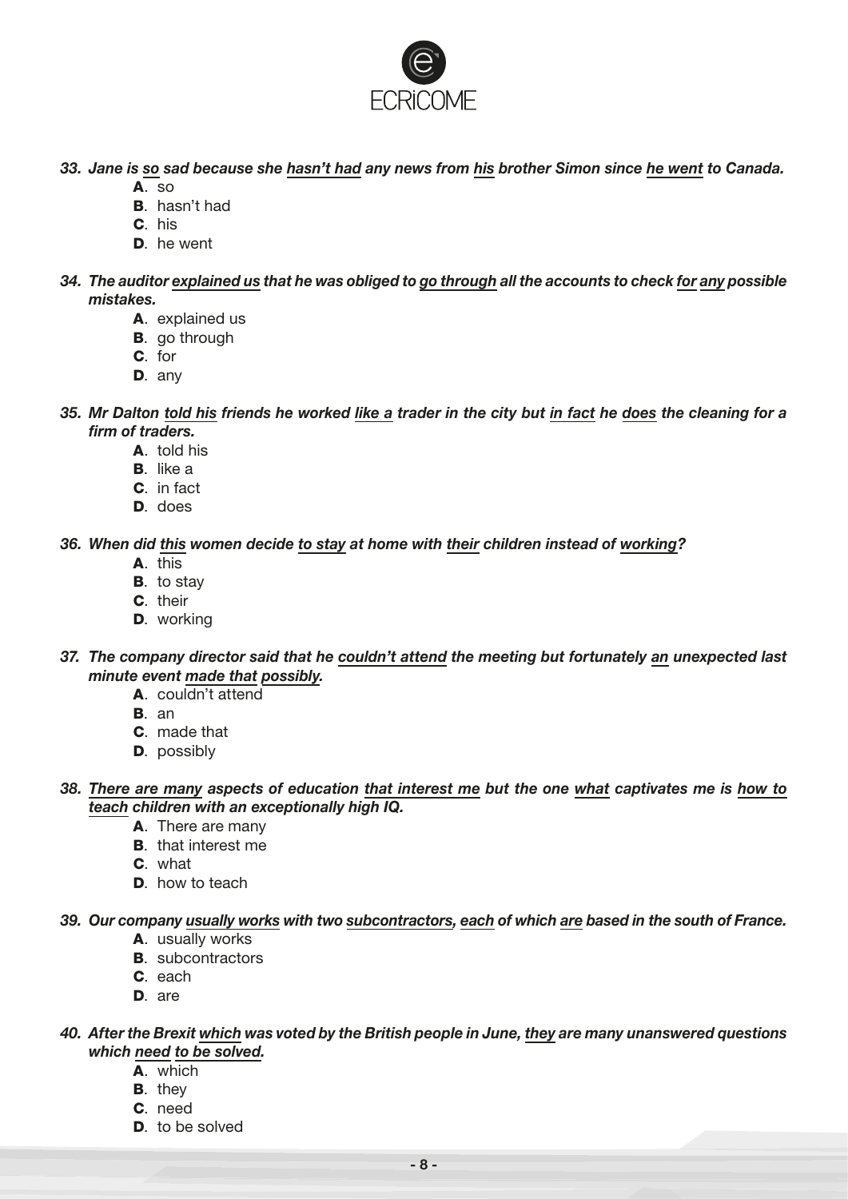***33. Jane is <u>so</u> sad because she <u>hasn't had</u> any news from <u>his</u> brother Simon since <u>he went</u> to Canada.***

- **A**. so
- **B**. hasn't had
- **C**. his
- **D**. he went

***34. The auditor <u>explained us</u> that he was obliged to <u>go through</u> all the accounts to check <u>for</u> <u>any</u> possible mistakes.***

- **A**. explained us
- **B**. go through
- **C**. for
- **D**. any

***35. Mr Dalton <u>told his</u> friends he worked <u>like a</u> trader in the city but <u>in fact</u> he <u>does</u> the cleaning for a firm of traders.***

- **A**. told his
- **B**. like a
- **C**. in fact
- **D**. does

***36. When did <u>this</u> women decide <u>to stay</u> at home with <u>their</u> children instead of <u>working</u>?***

- **A**. this
- **B**. to stay
- **C**. their
- **D**. working

***37. The company director said that he <u>couldn't attend</u> the meeting but fortunately <u>an</u> unexpected last minute event <u>made that</u> <u>possibly</u>.***

- **A**. couldn't attend
- **B**. an
- **C**. made that
- **D**. possibly

***38. <u>There are many</u> aspects of education <u>that interest me</u> but the one <u>what</u> captivates me is <u>how to teach</u> children with an exceptionally high IQ.***

- **A**. There are many
- **B**. that interest me
- **C**. what
- **D**. how to teach

***39. Our company <u>usually works</u> with two <u>subcontractors,</u> <u>each</u> of which <u>are</u> based in the south of France.***

- **A**. usually works
- **B**. subcontractors
- **C**. each
- **D**. are

***40. After the Brexit <u>which</u> was voted by the British people in June, <u>they</u> are many unanswered questions which <u>need</u> <u>to be solved</u>.***

- **A**. which
- **B**. they
- **C**. need
- **D**. to be solved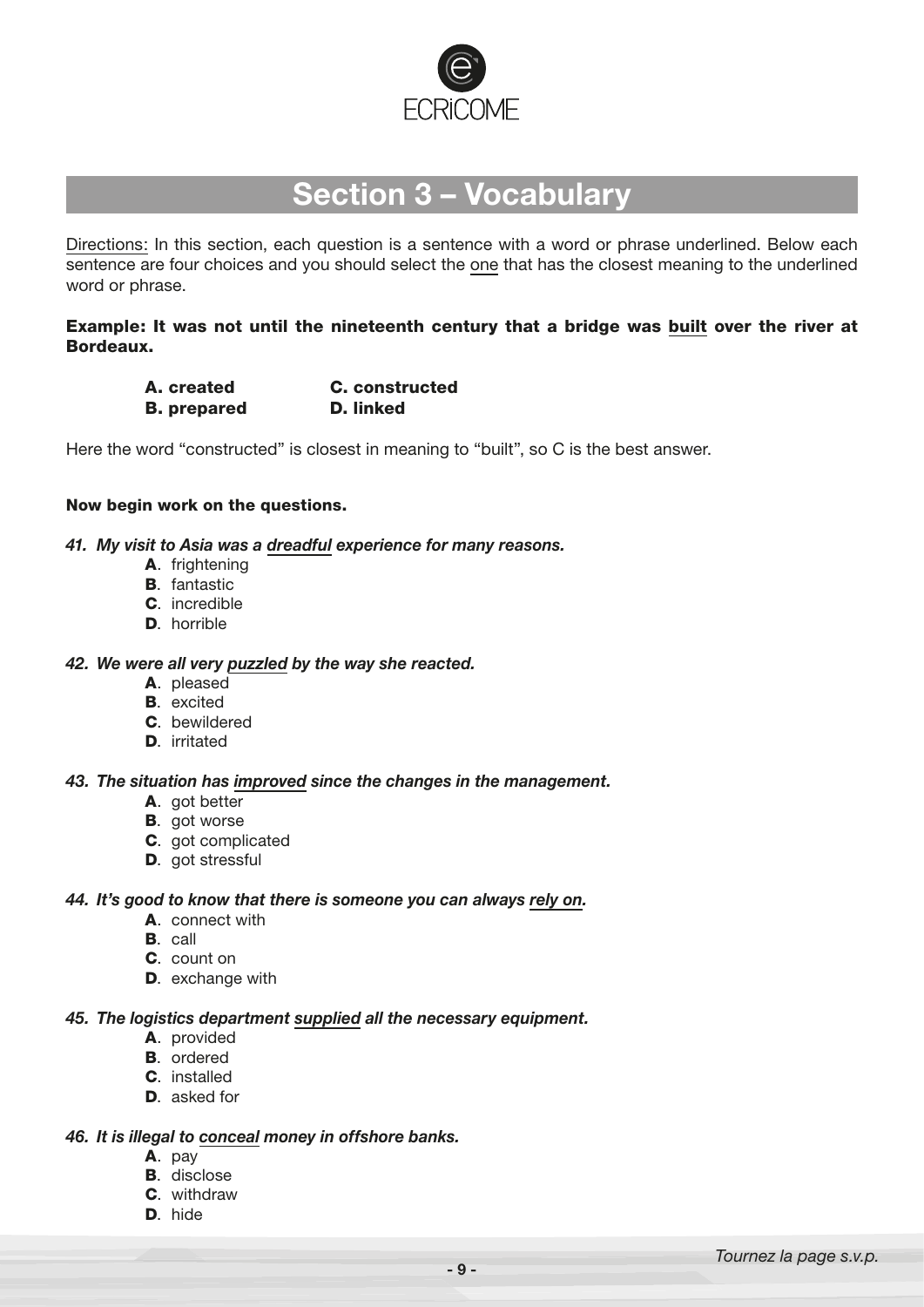ECRiCOME

# Section 3 – Vocabulary

Directions: In this section, each question is a sentence with a word or phrase underlined. Below each sentence are four choices and you should select the one that has the closest meaning to the underlined word or phrase.

**Example: It was not until the nineteenth century that a bridge was built over the river at Bordeaux.**

| | |
|---|---|
| **A. created** | **C. constructed** |
| **B. prepared** | **D. linked** |

Here the word "constructed" is closest in meaning to "built", so C is the best answer.

**Now begin work on the questions.**

***41. My visit to Asia was a dreadful experience for many reasons.***

- **A**. frightening
- **B**. fantastic
- **C**. incredible
- **D**. horrible

***42. We were all very puzzled by the way she reacted.***

- **A**. pleased
- **B**. excited
- **C**. bewildered
- **D**. irritated

***43. The situation has improved since the changes in the management.***

- **A**. got better
- **B**. got worse
- **C**. got complicated
- **D**. got stressful

***44. It's good to know that there is someone you can always rely on.***

- **A**. connect with
- **B**. call
- **C**. count on
- **D**. exchange with

***45. The logistics department supplied all the necessary equipment.***

- **A**. provided
- **B**. ordered
- **C**. installed
- **D**. asked for

***46. It is illegal to conceal money in offshore banks.***

- **A**. pay
- **B**. disclose
- **C**. withdraw
- **D**. hide

*Tournez la page s.v.p.*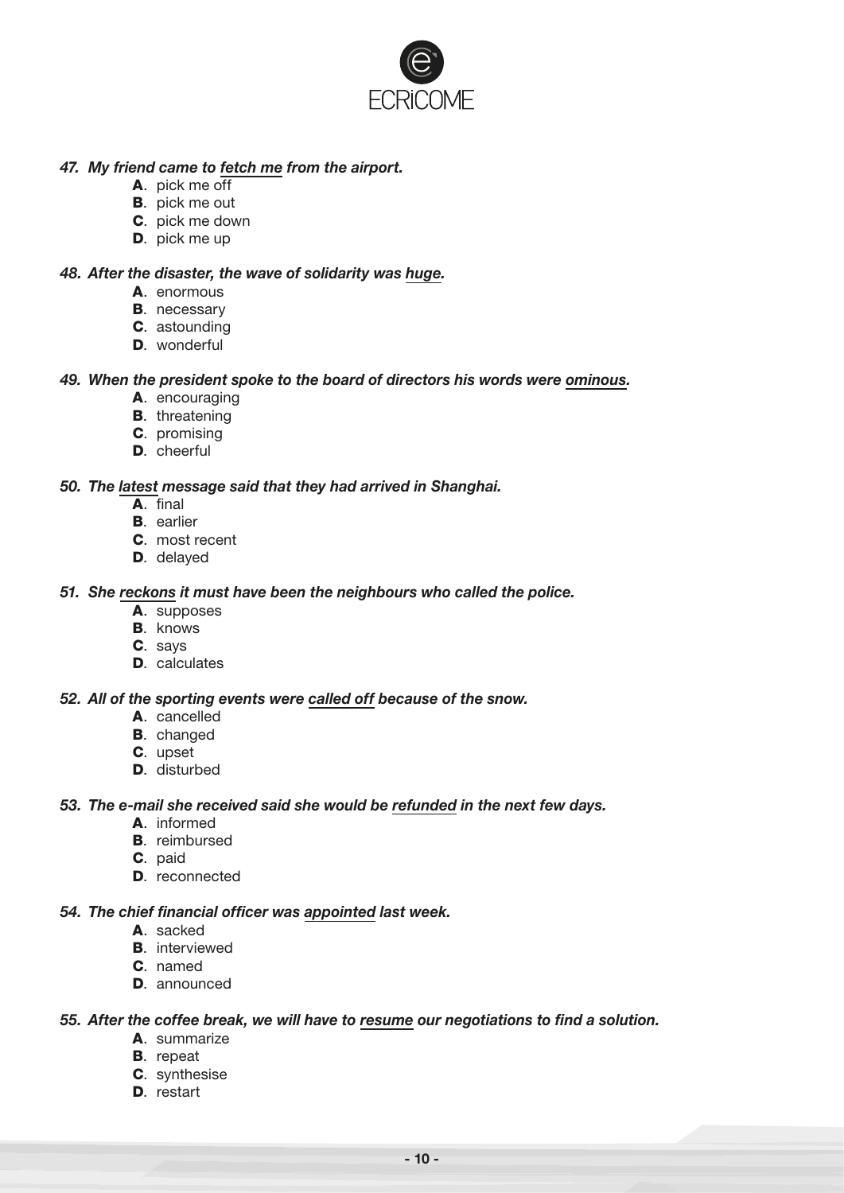**47. *My friend came to <u>fetch me</u> from the airport.***

- **A**. pick me off
- **B**. pick me out
- **C**. pick me down
- **D**. pick me up

**48. *After the disaster, the wave of solidarity was <u>huge</u>.***

- **A**. enormous
- **B**. necessary
- **C**. astounding
- **D**. wonderful

**49. *When the president spoke to the board of directors his words were <u>ominous</u>.***

- **A**. encouraging
- **B**. threatening
- **C**. promising
- **D**. cheerful

**50. *The <u>latest</u> message said that they had arrived in Shanghai.***

- **A**. final
- **B**. earlier
- **C**. most recent
- **D**. delayed

**51. *She <u>reckons</u> it must have been the neighbours who called the police.***

- **A**. supposes
- **B**. knows
- **C**. says
- **D**. calculates

**52. *All of the sporting events were <u>called off</u> because of the snow.***

- **A**. cancelled
- **B**. changed
- **C**. upset
- **D**. disturbed

**53. *The e-mail she received said she would be <u>refunded</u> in the next few days.***

- **A**. informed
- **B**. reimbursed
- **C**. paid
- **D**. reconnected

**54. *The chief financial officer was <u>appointed</u> last week.***

- **A**. sacked
- **B**. interviewed
- **C**. named
- **D**. announced

**55. *After the coffee break, we will have to <u>resume</u> our negotiations to find a solution.***

- **A**. summarize
- **B**. repeat
- **C**. synthesise
- **D**. restart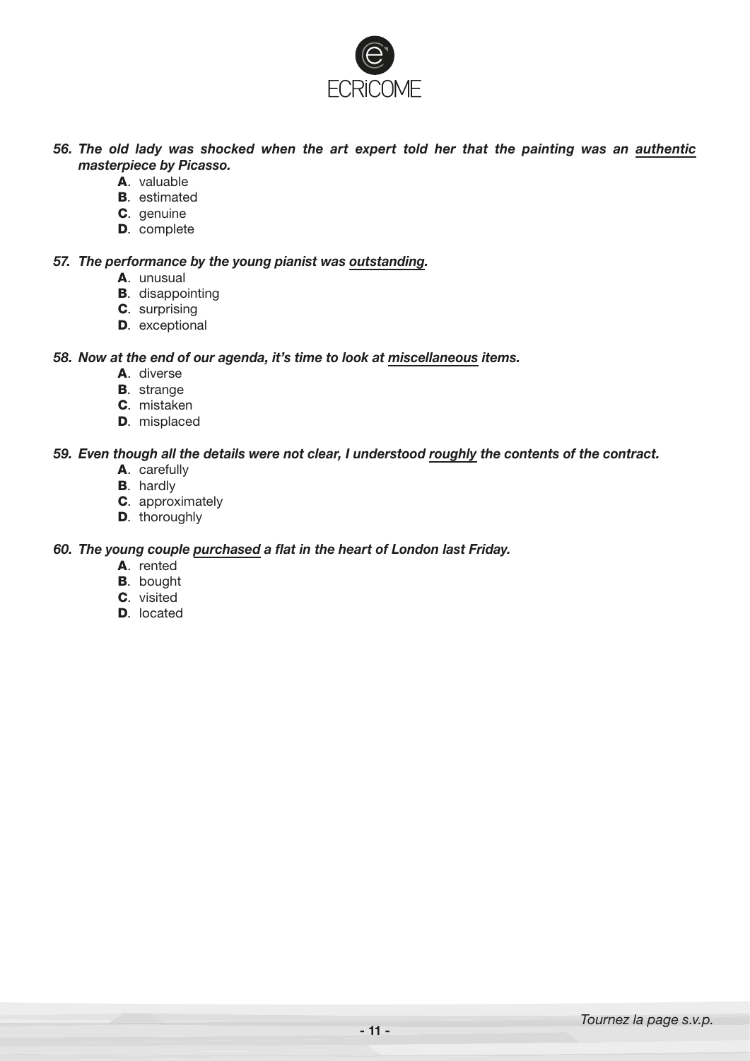***56. The old lady was shocked when the art expert told her that the painting was an <u>authentic</u> masterpiece by Picasso.***

- **A**. valuable
- **B**. estimated
- **C**. genuine
- **D**. complete

***57. The performance by the young pianist was <u>outstanding</u>.***

- **A**. unusual
- **B**. disappointing
- **C**. surprising
- **D**. exceptional

***58. Now at the end of our agenda, it's time to look at <u>miscellaneous</u> items.***

- **A**. diverse
- **B**. strange
- **C**. mistaken
- **D**. misplaced

***59. Even though all the details were not clear, I understood <u>roughly</u> the contents of the contract.***

- **A**. carefully
- **B**. hardly
- **C**. approximately
- **D**. thoroughly

***60. The young couple <u>purchased</u> a flat in the heart of London last Friday.***

- **A**. rented
- **B**. bought
- **C**. visited
- **D**. located

*Tournez la page s.v.p.*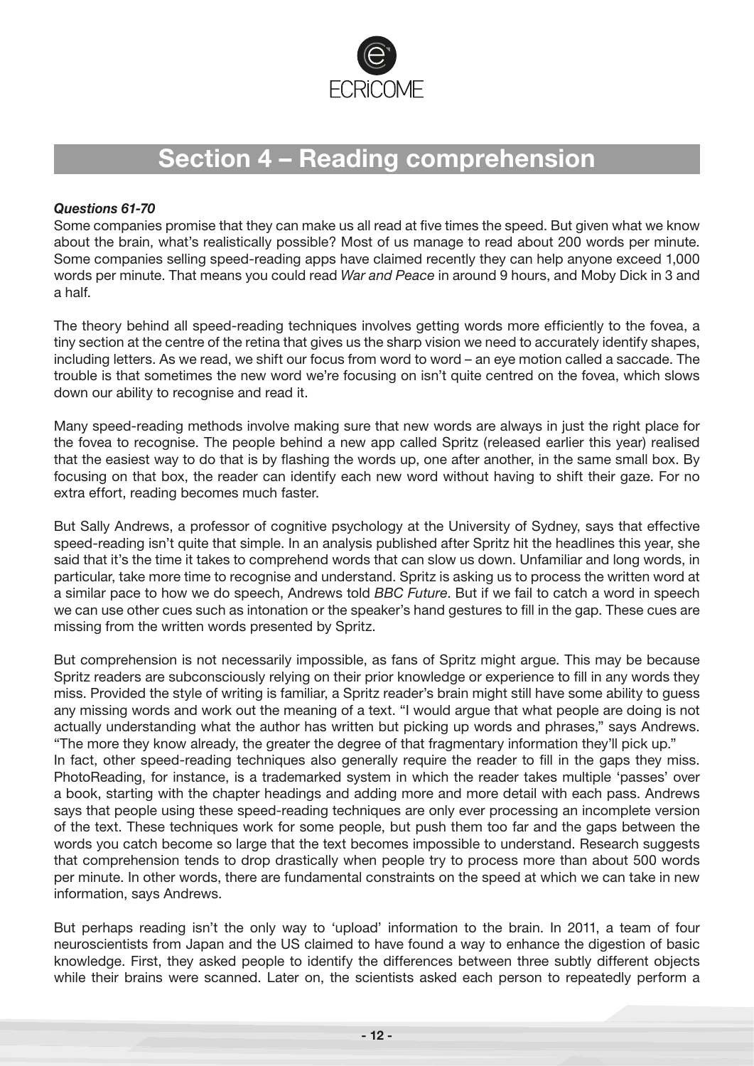# Section 4 – Reading comprehension

***Questions 61-70***

Some companies promise that they can make us all read at five times the speed. But given what we know about the brain, what's realistically possible? Most of us manage to read about 200 words per minute. Some companies selling speed-reading apps have claimed recently they can help anyone exceed 1,000 words per minute. That means you could read *War and Peace* in around 9 hours, and Moby Dick in 3 and a half.

The theory behind all speed-reading techniques involves getting words more efficiently to the fovea, a tiny section at the centre of the retina that gives us the sharp vision we need to accurately identify shapes, including letters. As we read, we shift our focus from word to word – an eye motion called a saccade. The trouble is that sometimes the new word we're focusing on isn't quite centred on the fovea, which slows down our ability to recognise and read it.

Many speed-reading methods involve making sure that new words are always in just the right place for the fovea to recognise. The people behind a new app called Spritz (released earlier this year) realised that the easiest way to do that is by flashing the words up, one after another, in the same small box. By focusing on that box, the reader can identify each new word without having to shift their gaze. For no extra effort, reading becomes much faster.

But Sally Andrews, a professor of cognitive psychology at the University of Sydney, says that effective speed-reading isn't quite that simple. In an analysis published after Spritz hit the headlines this year, she said that it's the time it takes to comprehend words that can slow us down. Unfamiliar and long words, in particular, take more time to recognise and understand. Spritz is asking us to process the written word at a similar pace to how we do speech, Andrews told *BBC Future*. But if we fail to catch a word in speech we can use other cues such as intonation or the speaker's hand gestures to fill in the gap. These cues are missing from the written words presented by Spritz.

But comprehension is not necessarily impossible, as fans of Spritz might argue. This may be because Spritz readers are subconsciously relying on their prior knowledge or experience to fill in any words they miss. Provided the style of writing is familiar, a Spritz reader's brain might still have some ability to guess any missing words and work out the meaning of a text. "I would argue that what people are doing is not actually understanding what the author has written but picking up words and phrases," says Andrews. "The more they know already, the greater the degree of that fragmentary information they'll pick up."

In fact, other speed-reading techniques also generally require the reader to fill in the gaps they miss. PhotoReading, for instance, is a trademarked system in which the reader takes multiple 'passes' over a book, starting with the chapter headings and adding more and more detail with each pass. Andrews says that people using these speed-reading techniques are only ever processing an incomplete version of the text. These techniques work for some people, but push them too far and the gaps between the words you catch become so large that the text becomes impossible to understand. Research suggests that comprehension tends to drop drastically when people try to process more than about 500 words per minute. In other words, there are fundamental constraints on the speed at which we can take in new information, says Andrews.

But perhaps reading isn't the only way to 'upload' information to the brain. In 2011, a team of four neuroscientists from Japan and the US claimed to have found a way to enhance the digestion of basic knowledge. First, they asked people to identify the differences between three subtly different objects while their brains were scanned. Later on, the scientists asked each person to repeatedly perform a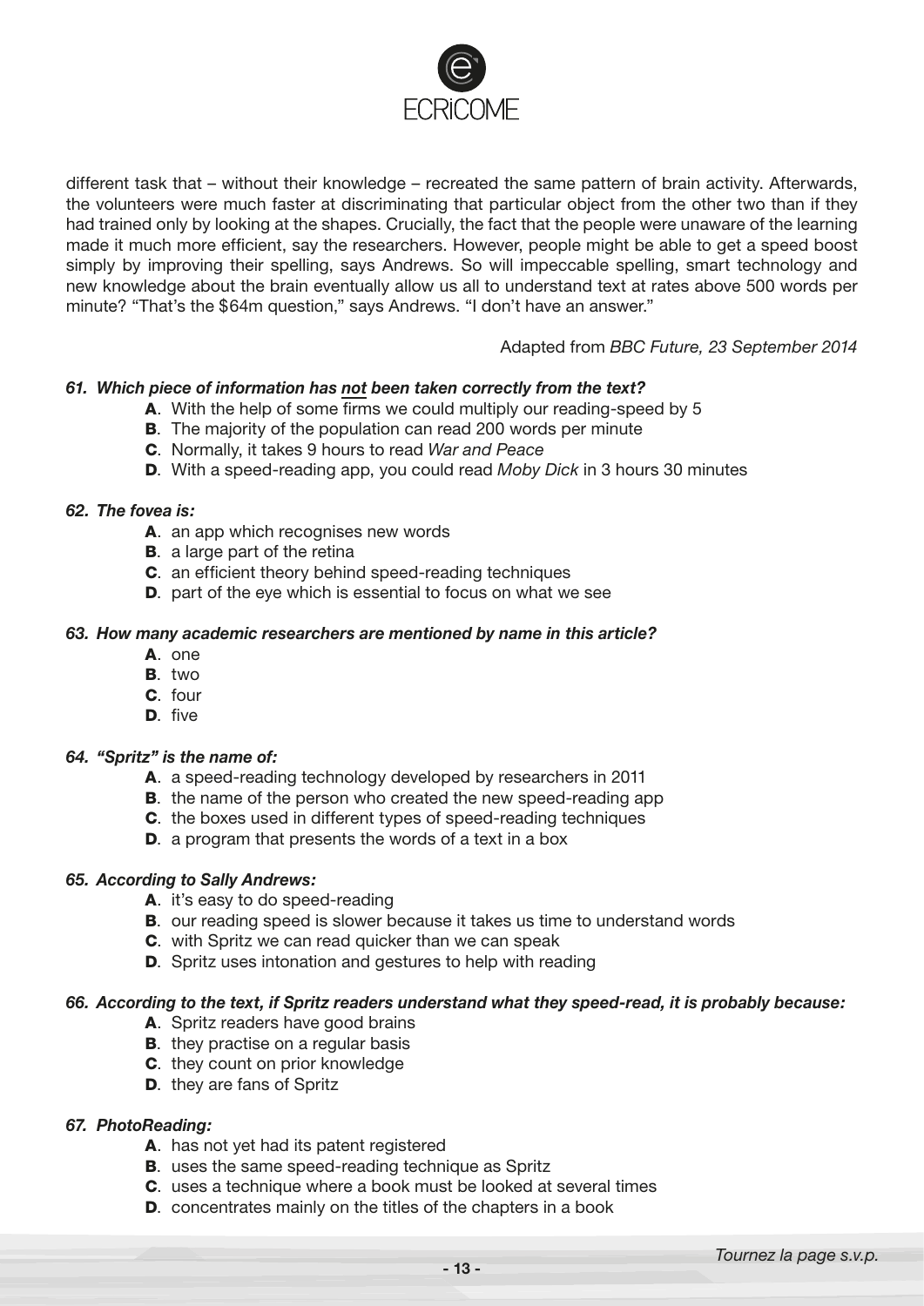different task that – without their knowledge – recreated the same pattern of brain activity. Afterwards, the volunteers were much faster at discriminating that particular object from the other two than if they had trained only by looking at the shapes. Crucially, the fact that the people were unaware of the learning made it much more efficient, say the researchers. However, people might be able to get a speed boost simply by improving their spelling, says Andrews. So will impeccable spelling, smart technology and new knowledge about the brain eventually allow us all to understand text at rates above 500 words per minute? "That's the $64m question," says Andrews. "I don't have an answer."

Adapted from *BBC Future, 23 September 2014*

***61. Which piece of information has not been taken correctly from the text?***

- **A**. With the help of some firms we could multiply our reading-speed by 5
- **B**. The majority of the population can read 200 words per minute
- **C**. Normally, it takes 9 hours to read *War and Peace*
- **D**. With a speed-reading app, you could read *Moby Dick* in 3 hours 30 minutes

***62. The fovea is:***

- **A**. an app which recognises new words
- **B**. a large part of the retina
- **C**. an efficient theory behind speed-reading techniques
- **D**. part of the eye which is essential to focus on what we see

***63. How many academic researchers are mentioned by name in this article?***

- **A**. one
- **B**. two
- **C**. four
- **D**. five

***64. "Spritz" is the name of:***

- **A**. a speed-reading technology developed by researchers in 2011
- **B**. the name of the person who created the new speed-reading app
- **C**. the boxes used in different types of speed-reading techniques
- **D**. a program that presents the words of a text in a box

***65. According to Sally Andrews:***

- **A**. it's easy to do speed-reading
- **B**. our reading speed is slower because it takes us time to understand words
- **C**. with Spritz we can read quicker than we can speak
- **D**. Spritz uses intonation and gestures to help with reading

***66. According to the text, if Spritz readers understand what they speed-read, it is probably because:***

- **A**. Spritz readers have good brains
- **B**. they practise on a regular basis
- **C**. they count on prior knowledge
- **D**. they are fans of Spritz

***67. PhotoReading:***

- **A**. has not yet had its patent registered
- **B**. uses the same speed-reading technique as Spritz
- **C**. uses a technique where a book must be looked at several times
- **D**. concentrates mainly on the titles of the chapters in a book

*Tournez la page s.v.p.*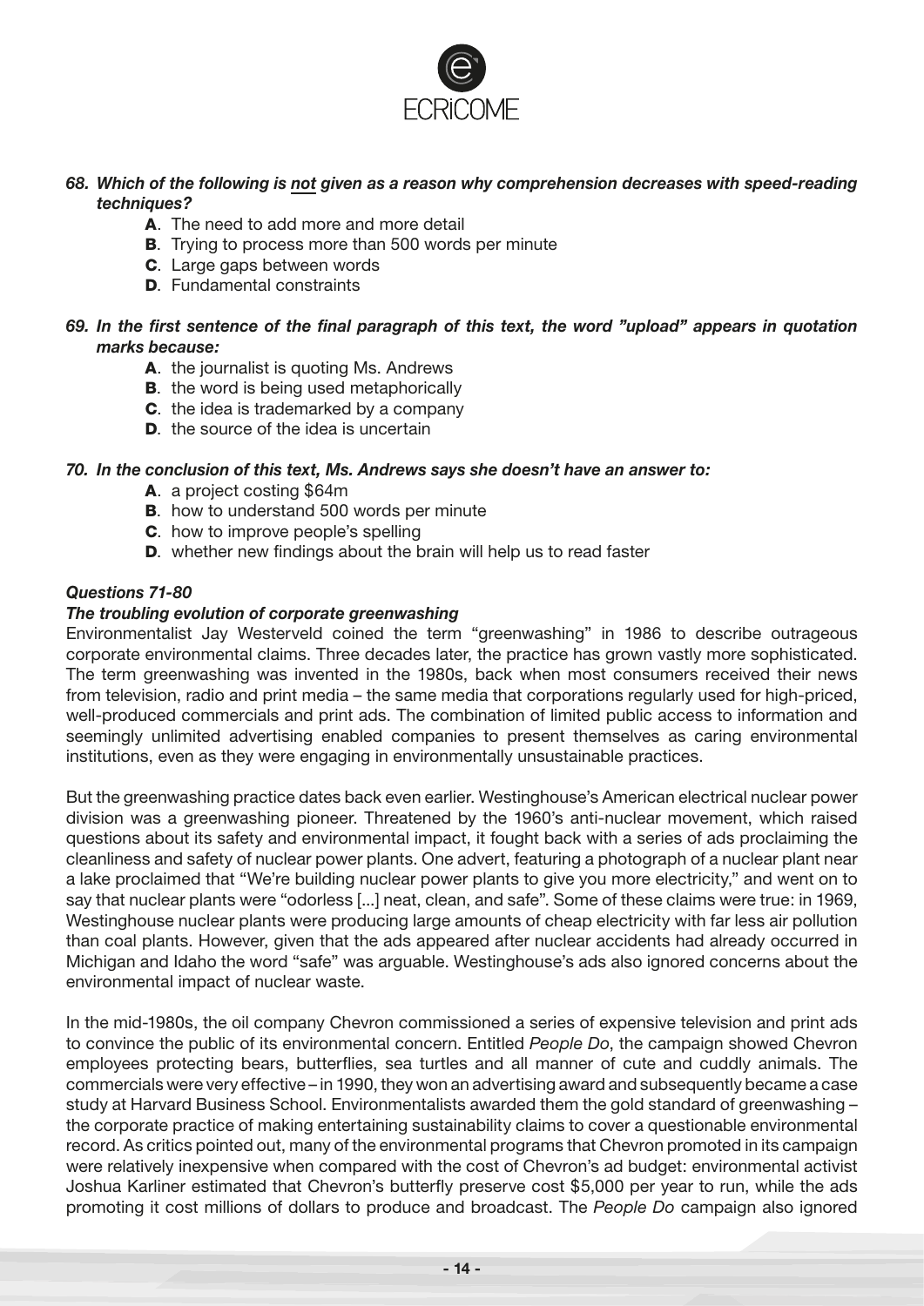***68. Which of the following is not given as a reason why comprehension decreases with speed-reading techniques?***

- **A**. The need to add more and more detail
- **B**. Trying to process more than 500 words per minute
- **C**. Large gaps between words
- **D**. Fundamental constraints

***69. In the first sentence of the final paragraph of this text, the word "upload" appears in quotation marks because:***

- **A**. the journalist is quoting Ms. Andrews
- **B**. the word is being used metaphorically
- **C**. the idea is trademarked by a company
- **D**. the source of the idea is uncertain

***70. In the conclusion of this text, Ms. Andrews says she doesn't have an answer to:***

- **A**. a project costing \$64m
- **B**. how to understand 500 words per minute
- **C**. how to improve people's spelling
- **D**. whether new findings about the brain will help us to read faster

***Questions 71-80***

***The troubling evolution of corporate greenwashing***

Environmentalist Jay Westerveld coined the term "greenwashing" in 1986 to describe outrageous corporate environmental claims. Three decades later, the practice has grown vastly more sophisticated. The term greenwashing was invented in the 1980s, back when most consumers received their news from television, radio and print media – the same media that corporations regularly used for high-priced, well-produced commercials and print ads. The combination of limited public access to information and seemingly unlimited advertising enabled companies to present themselves as caring environmental institutions, even as they were engaging in environmentally unsustainable practices.

But the greenwashing practice dates back even earlier. Westinghouse's American electrical nuclear power division was a greenwashing pioneer. Threatened by the 1960's anti-nuclear movement, which raised questions about its safety and environmental impact, it fought back with a series of ads proclaiming the cleanliness and safety of nuclear power plants. One advert, featuring a photograph of a nuclear plant near a lake proclaimed that "We're building nuclear power plants to give you more electricity," and went on to say that nuclear plants were "odorless [...] neat, clean, and safe". Some of these claims were true: in 1969, Westinghouse nuclear plants were producing large amounts of cheap electricity with far less air pollution than coal plants. However, given that the ads appeared after nuclear accidents had already occurred in Michigan and Idaho the word "safe" was arguable. Westinghouse's ads also ignored concerns about the environmental impact of nuclear waste.

In the mid-1980s, the oil company Chevron commissioned a series of expensive television and print ads to convince the public of its environmental concern. Entitled *People Do*, the campaign showed Chevron employees protecting bears, butterflies, sea turtles and all manner of cute and cuddly animals. The commercials were very effective – in 1990, they won an advertising award and subsequently became a case study at Harvard Business School. Environmentalists awarded them the gold standard of greenwashing – the corporate practice of making entertaining sustainability claims to cover a questionable environmental record. As critics pointed out, many of the environmental programs that Chevron promoted in its campaign were relatively inexpensive when compared with the cost of Chevron's ad budget: environmental activist Joshua Karliner estimated that Chevron's butterfly preserve cost \$5,000 per year to run, while the ads promoting it cost millions of dollars to produce and broadcast. The *People Do* campaign also ignored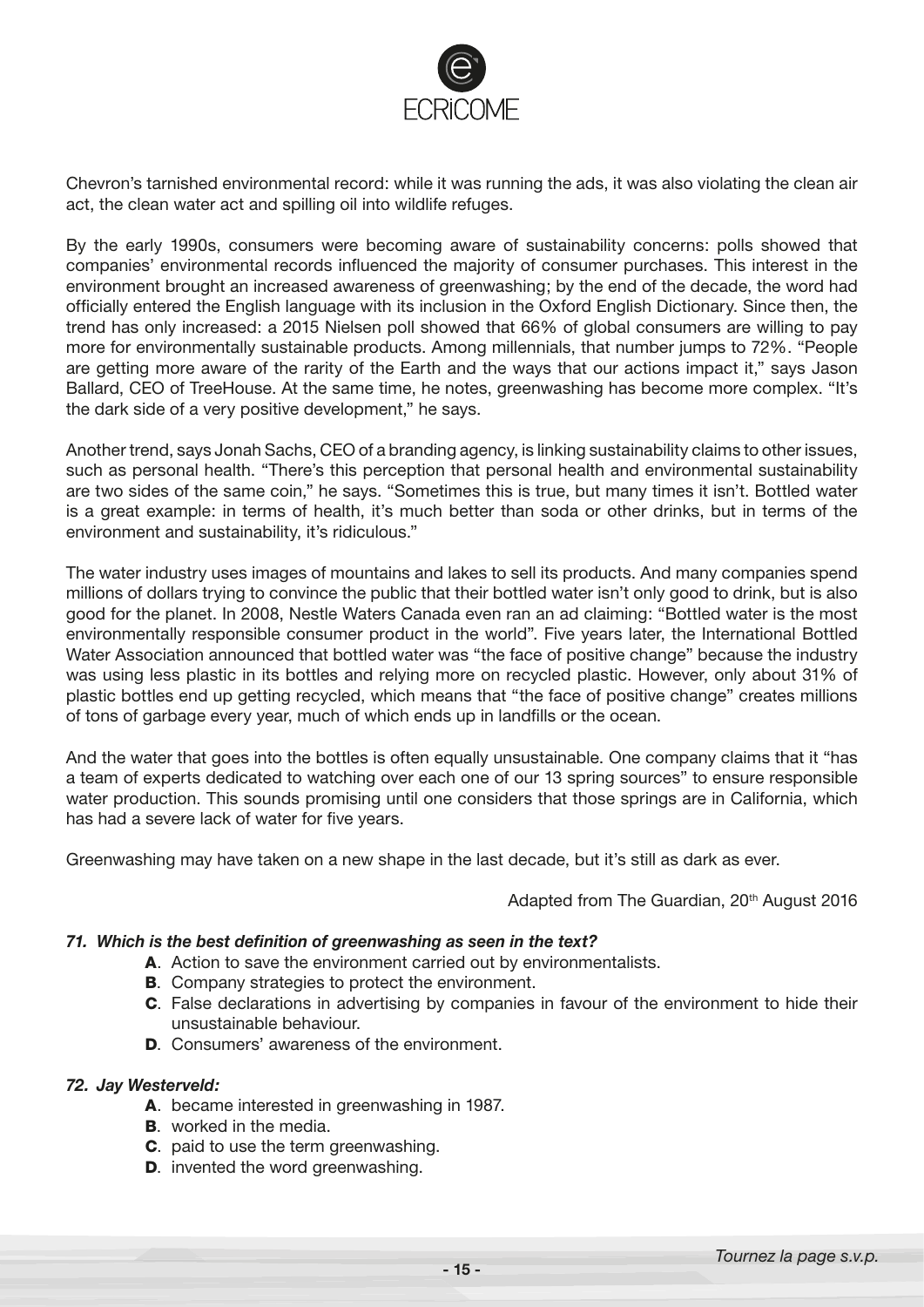Chevron's tarnished environmental record: while it was running the ads, it was also violating the clean air act, the clean water act and spilling oil into wildlife refuges.

By the early 1990s, consumers were becoming aware of sustainability concerns: polls showed that companies' environmental records influenced the majority of consumer purchases. This interest in the environment brought an increased awareness of greenwashing; by the end of the decade, the word had officially entered the English language with its inclusion in the Oxford English Dictionary. Since then, the trend has only increased: a 2015 Nielsen poll showed that 66% of global consumers are willing to pay more for environmentally sustainable products. Among millennials, that number jumps to 72%. "People are getting more aware of the rarity of the Earth and the ways that our actions impact it," says Jason Ballard, CEO of TreeHouse. At the same time, he notes, greenwashing has become more complex. "It's the dark side of a very positive development," he says.

Another trend, says Jonah Sachs, CEO of a branding agency, is linking sustainability claims to other issues, such as personal health. "There's this perception that personal health and environmental sustainability are two sides of the same coin," he says. "Sometimes this is true, but many times it isn't. Bottled water is a great example: in terms of health, it's much better than soda or other drinks, but in terms of the environment and sustainability, it's ridiculous."

The water industry uses images of mountains and lakes to sell its products. And many companies spend millions of dollars trying to convince the public that their bottled water isn't only good to drink, but is also good for the planet. In 2008, Nestle Waters Canada even ran an ad claiming: "Bottled water is the most environmentally responsible consumer product in the world". Five years later, the International Bottled Water Association announced that bottled water was "the face of positive change" because the industry was using less plastic in its bottles and relying more on recycled plastic. However, only about 31% of plastic bottles end up getting recycled, which means that "the face of positive change" creates millions of tons of garbage every year, much of which ends up in landfills or the ocean.

And the water that goes into the bottles is often equally unsustainable. One company claims that it "has a team of experts dedicated to watching over each one of our 13 spring sources" to ensure responsible water production. This sounds promising until one considers that those springs are in California, which has had a severe lack of water for five years.

Greenwashing may have taken on a new shape in the last decade, but it's still as dark as ever.

Adapted from The Guardian, 20th August 2016

***71. Which is the best definition of greenwashing as seen in the text?***

- **A**. Action to save the environment carried out by environmentalists.
- **B**. Company strategies to protect the environment.
- **C**. False declarations in advertising by companies in favour of the environment to hide their unsustainable behaviour.
- **D**. Consumers' awareness of the environment.

***72. Jay Westerveld:***

- **A**. became interested in greenwashing in 1987.
- **B**. worked in the media.
- **C**. paid to use the term greenwashing.
- **D**. invented the word greenwashing.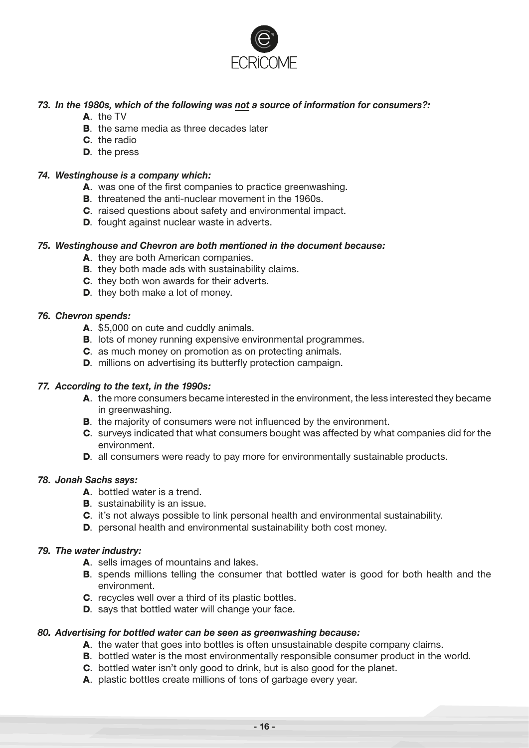***73. In the 1980s, which of the following was <u>not</u> a source of information for consumers?:***

- **A**. the TV
- **B**. the same media as three decades later
- **C**. the radio
- **D**. the press

***74. Westinghouse is a company which:***

- **A**. was one of the first companies to practice greenwashing.
- **B**. threatened the anti-nuclear movement in the 1960s.
- **C**. raised questions about safety and environmental impact.
- **D**. fought against nuclear waste in adverts.

***75. Westinghouse and Chevron are both mentioned in the document because:***

- **A**. they are both American companies.
- **B**. they both made ads with sustainability claims.
- **C**. they both won awards for their adverts.
- **D**. they both make a lot of money.

***76. Chevron spends:***

- **A**. $5,000 on cute and cuddly animals.
- **B**. lots of money running expensive environmental programmes.
- **C**. as much money on promotion as on protecting animals.
- **D**. millions on advertising its butterfly protection campaign.

***77. According to the text, in the 1990s:***

- **A**. the more consumers became interested in the environment, the less interested they became in greenwashing.
- **B**. the majority of consumers were not influenced by the environment.
- **C**. surveys indicated that what consumers bought was affected by what companies did for the environment.
- **D**. all consumers were ready to pay more for environmentally sustainable products.

***78. Jonah Sachs says:***

- **A**. bottled water is a trend.
- **B**. sustainability is an issue.
- **C**. it's not always possible to link personal health and environmental sustainability.
- **D**. personal health and environmental sustainability both cost money.

***79. The water industry:***

- **A**. sells images of mountains and lakes.
- **B**. spends millions telling the consumer that bottled water is good for both health and the environment.
- **C**. recycles well over a third of its plastic bottles.
- **D**. says that bottled water will change your face.

***80. Advertising for bottled water can be seen as greenwashing because:***

- **A**. the water that goes into bottles is often unsustainable despite company claims.
- **B**. bottled water is the most environmentally responsible consumer product in the world.
- **C**. bottled water isn't only good to drink, but is also good for the planet.
- **A**. plastic bottles create millions of tons of garbage every year.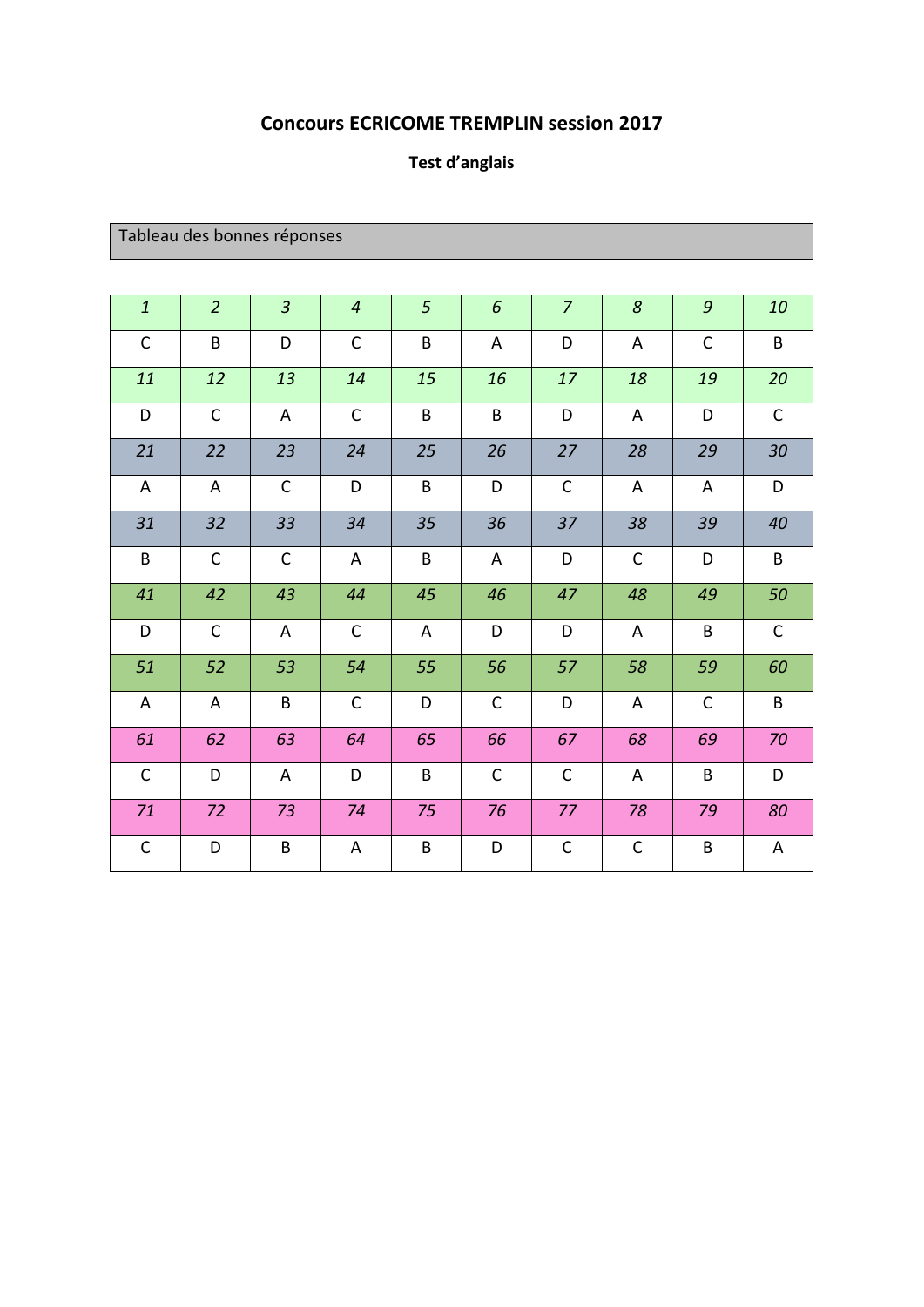## Concours ECRICOME TREMPLIN session 2017

### Test d’anglais

Tableau des bonnes réponses

| | | | | | | | | | |
|---|---|---|---|---|---|---|---|---|---|
| *1* | *2* | *3* | *4* | *5* | *6* | *7* | *8* | *9* | *10* |
| C | B | D | C | B | A | D | A | C | B |
| *11* | *12* | *13* | *14* | *15* | *16* | *17* | *18* | *19* | *20* |
| D | C | A | C | B | B | D | A | D | C |
| *21* | *22* | *23* | *24* | *25* | *26* | *27* | *28* | *29* | *30* |
| A | A | C | D | B | D | C | A | A | D |
| *31* | *32* | *33* | *34* | *35* | *36* | *37* | *38* | *39* | *40* |
| B | C | C | A | B | A | D | C | D | B |
| *41* | *42* | *43* | *44* | *45* | *46* | *47* | *48* | *49* | *50* |
| D | C | A | C | A | D | D | A | B | C |
| *51* | *52* | *53* | *54* | *55* | *56* | *57* | *58* | *59* | *60* |
| A | A | B | C | D | C | D | A | C | B |
| *61* | *62* | *63* | *64* | *65* | *66* | *67* | *68* | *69* | *70* |
| C | D | A | D | B | C | C | A | B | D |
| *71* | *72* | *73* | *74* | *75* | *76* | *77* | *78* | *79* | *80* |
| C | D | B | A | B | D | C | C | B | A |